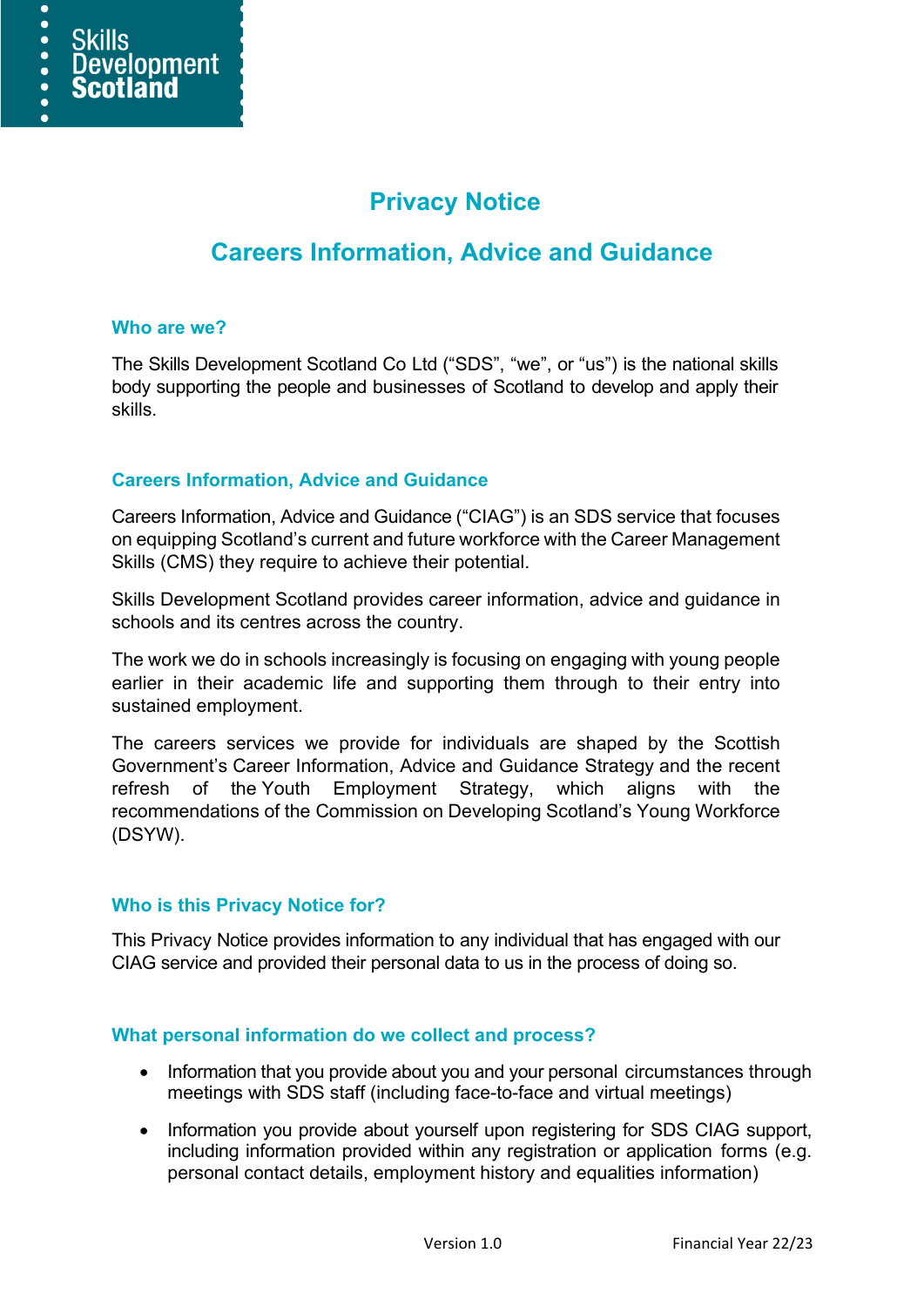# Privacy Notice

## Careers Information, Advice and Guidance

### Who are we?

The Skills Development Scotland Co Ltd ("SDS", "we", or "us") is the national skills body supporting the people and businesses of Scotland to develop and apply their skills.

### Careers Information, Advice and Guidance

Careers Information, Advice and Guidance ("CIAG") is an SDS service that focuses on equipping Scotland's current and future workforce with the Career Management Skills (CMS) they require to achieve their potential.

Skills Development Scotland provides career information, advice and guidance in schools and its centres across the country.

The work we do in schools increasingly is focusing on engaging with young people earlier in their academic life and supporting them through to their entry into sustained employment.

The careers services we provide for individuals are shaped by the Scottish Government's Career Information, Advice and Guidance Strategy and the recent refresh of the Youth Employment Strategy, which aligns with the recommendations of the Commission on Developing Scotland's Young Workforce (DSYW).

### Who is this Privacy Notice for?

This Privacy Notice provides information to any individual that has engaged with our CIAG service and provided their personal data to us in the process of doing so.

### What personal information do we collect and process?

- Information that you provide about you and your personal circumstances through meetings with SDS staff (including face-to-face and virtual meetings)
- Information you provide about yourself upon registering for SDS CIAG support, including information provided within any registration or application forms (e.g. personal contact details, employment history and equalities information)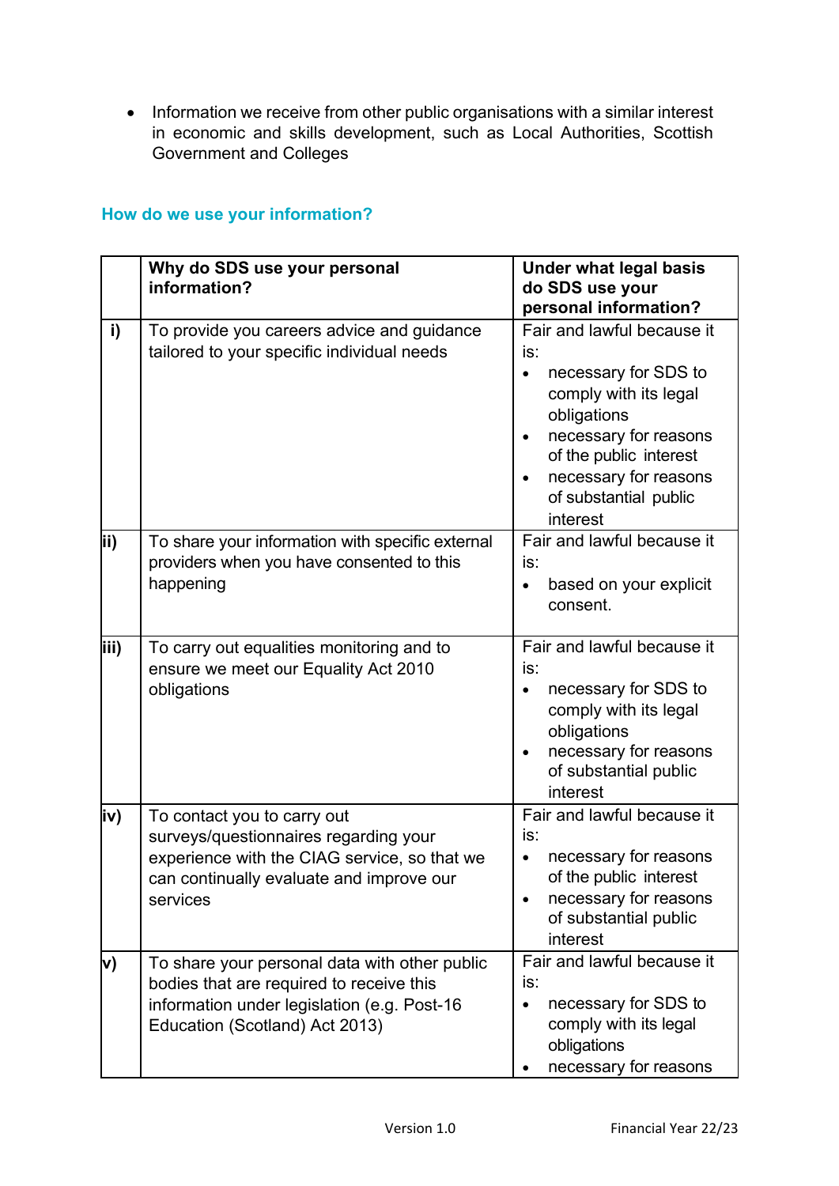- Information we receive from other public organisations with a similar interest in economic and skills development, such as Local Authorities, Scottish Government and Colleges

## How do we use your information?

| | Why do SDS use your personal information? | Under what legal basis do SDS use your personal information? |
|---|---|---|
| i) | To provide you careers advice and guidance tailored to your specific individual needs | Fair and lawful because it is:<br>• necessary for SDS to comply with its legal obligations<br>• necessary for reasons of the public interest<br>• necessary for reasons of substantial public interest |
| ii) | To share your information with specific external providers when you have consented to this happening | Fair and lawful because it is:<br>• based on your explicit consent. |
| iii) | To carry out equalities monitoring and to ensure we meet our Equality Act 2010 obligations | Fair and lawful because it is:<br>• necessary for SDS to comply with its legal obligations<br>• necessary for reasons of substantial public interest |
| iv) | To contact you to carry out surveys/questionnaires regarding your experience with the CIAG service, so that we can continually evaluate and improve our services | Fair and lawful because it is:<br>• necessary for reasons of the public interest<br>• necessary for reasons of substantial public interest |
| v) | To share your personal data with other public bodies that are required to receive this information under legislation (e.g. Post-16 Education (Scotland) Act 2013) | Fair and lawful because it is:<br>• necessary for SDS to comply with its legal obligations<br>• necessary for reasons |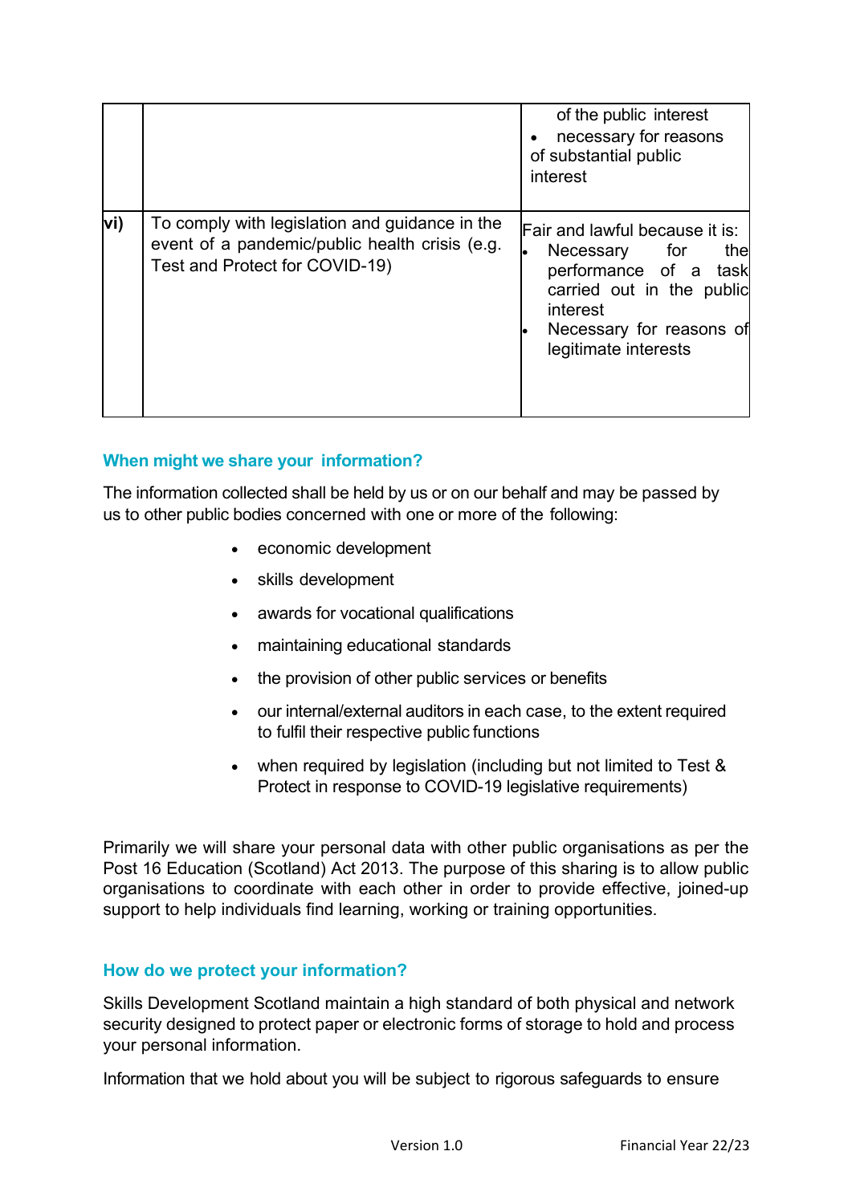| | | |
|---|---|---|
| | | of the public interest<br>• necessary for reasons of substantial public interest |
| vi) | To comply with legislation and guidance in the event of a pandemic/public health crisis (e.g. Test and Protect for COVID-19) | Fair and lawful because it is:<br>• Necessary for the performance of a task carried out in the public interest<br>• Necessary for reasons of legitimate interests |

## When might we share your information?

The information collected shall be held by us or on our behalf and may be passed by us to other public bodies concerned with one or more of the following:

- economic development
- skills development
- awards for vocational qualifications
- maintaining educational standards
- the provision of other public services or benefits
- our internal/external auditors in each case, to the extent required to fulfil their respective public functions
- when required by legislation (including but not limited to Test & Protect in response to COVID-19 legislative requirements)

Primarily we will share your personal data with other public organisations as per the Post 16 Education (Scotland) Act 2013. The purpose of this sharing is to allow public organisations to coordinate with each other in order to provide effective, joined-up support to help individuals find learning, working or training opportunities.

## How do we protect your information?

Skills Development Scotland maintain a high standard of both physical and network security designed to protect paper or electronic forms of storage to hold and process your personal information.

Information that we hold about you will be subject to rigorous safeguards to ensure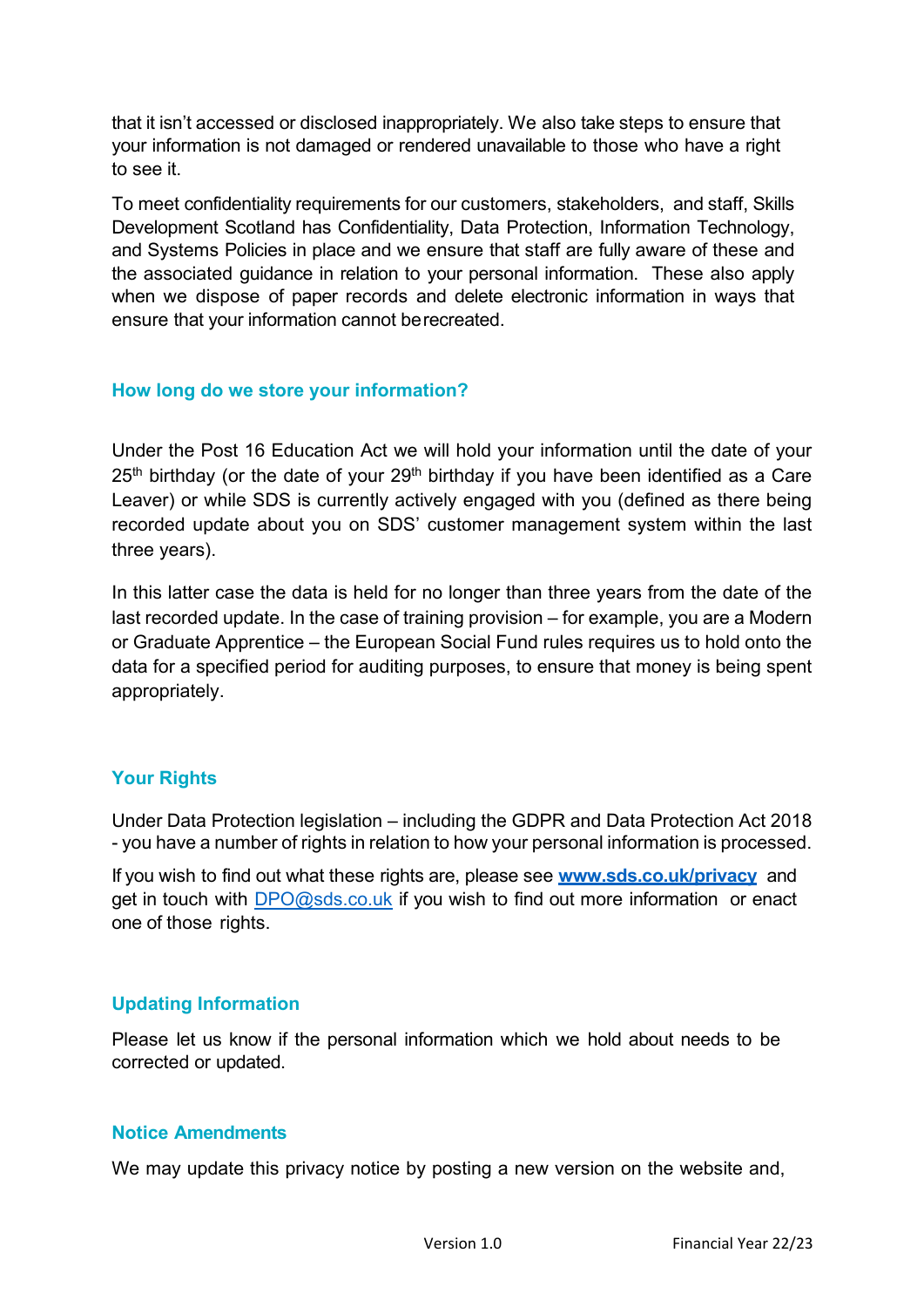that it isn't accessed or disclosed inappropriately. We also take steps to ensure that your information is not damaged or rendered unavailable to those who have a right to see it.

To meet confidentiality requirements for our customers, stakeholders, and staff, Skills Development Scotland has Confidentiality, Data Protection, Information Technology, and Systems Policies in place and we ensure that staff are fully aware of these and the associated guidance in relation to your personal information. These also apply when we dispose of paper records and delete electronic information in ways that ensure that your information cannot be recreated.

## How long do we store your information?

Under the Post 16 Education Act we will hold your information until the date of your 25th birthday (or the date of your 29th birthday if you have been identified as a Care Leaver) or while SDS is currently actively engaged with you (defined as there being recorded update about you on SDS' customer management system within the last three years).

In this latter case the data is held for no longer than three years from the date of the last recorded update. In the case of training provision – for example, you are a Modern or Graduate Apprentice – the European Social Fund rules requires us to hold onto the data for a specified period for auditing purposes, to ensure that money is being spent appropriately.

## Your Rights

Under Data Protection legislation – including the GDPR and Data Protection Act 2018 - you have a number of rights in relation to how your personal information is processed.

If you wish to find out what these rights are, please see **www.sds.co.uk/privacy** and get in touch with DPO@sds.co.uk if you wish to find out more information or enact one of those rights.

## Updating Information

Please let us know if the personal information which we hold about needs to be corrected or updated.

## Notice Amendments

We may update this privacy notice by posting a new version on the website and,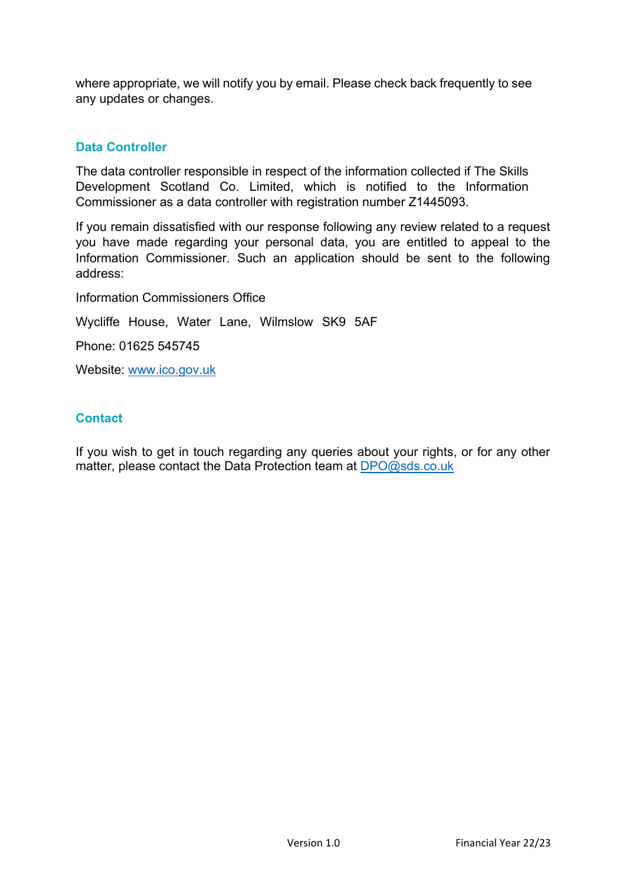where appropriate, we will notify you by email. Please check back frequently to see any updates or changes.

## Data Controller

The data controller responsible in respect of the information collected if The Skills Development Scotland Co. Limited, which is notified to the Information Commissioner as a data controller with registration number Z1445093.

If you remain dissatisfied with our response following any review related to a request you have made regarding your personal data, you are entitled to appeal to the Information Commissioner. Such an application should be sent to the following address:

Information Commissioners Office

Wycliffe House, Water Lane, Wilmslow SK9 5AF

Phone: 01625 545745

Website: www.ico.gov.uk

## Contact

If you wish to get in touch regarding any queries about your rights, or for any other matter, please contact the Data Protection team at DPO@sds.co.uk